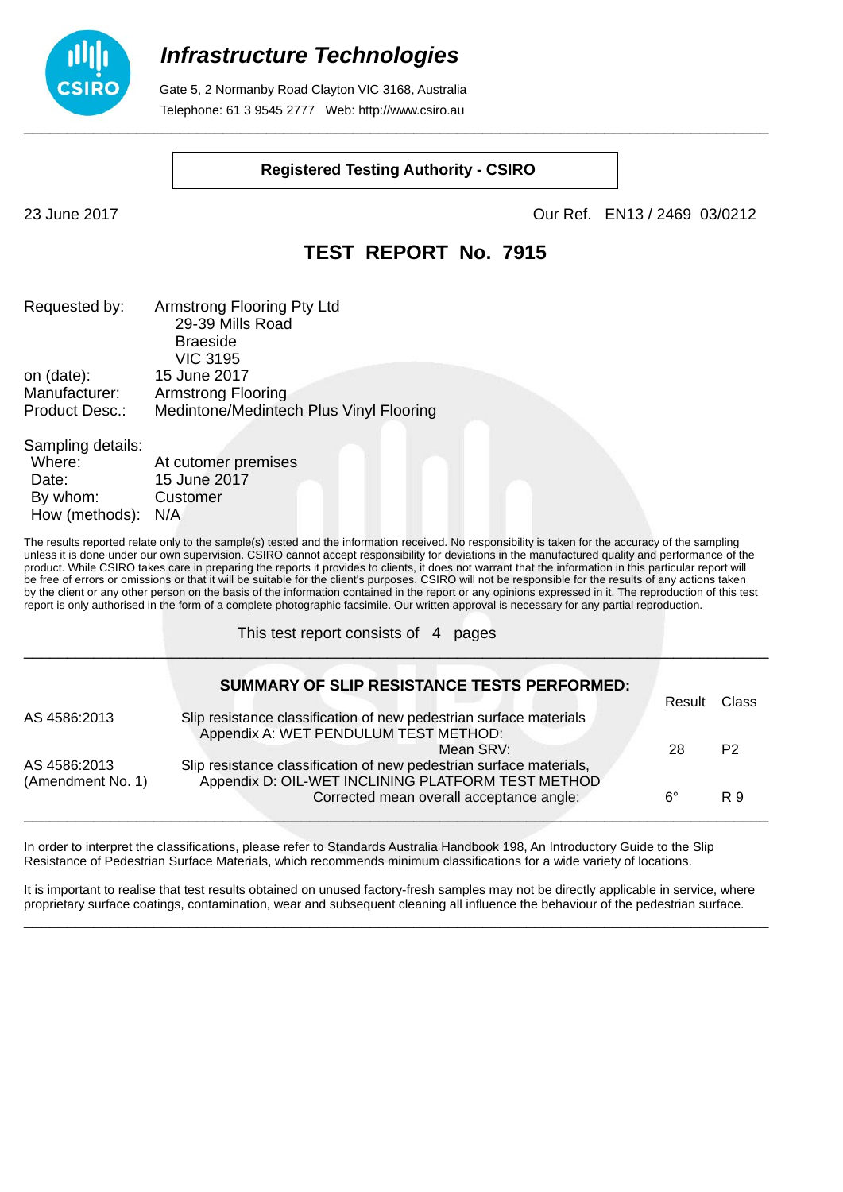# Infrastructure Technologies

Gate 5, 2 Normanby Road Clayton VIC 3168, Australia
Telephone: 61 3 9545 2777 Web: http://www.csiro.au

**Registered Testing Authority - CSIRO**

23 June 2017

Our Ref. EN13 / 2469 03/0212

## TEST REPORT No. 7915

Requested by: Armstrong Flooring Pty Ltd
29-39 Mills Road
Braeside
VIC 3195

on (date): 15 June 2017
Manufacturer: Armstrong Flooring
Product Desc.: Medintone/Medintech Plus Vinyl Flooring

Sampling details:
Where: At cutomer premises
Date: 15 June 2017
By whom: Customer
How (methods): N/A

The results reported relate only to the sample(s) tested and the information received. No responsibility is taken for the accuracy of the sampling unless it is done under our own supervision. CSIRO cannot accept responsibility for deviations in the manufactured quality and performance of the product. While CSIRO takes care in preparing the reports it provides to clients, it does not warrant that the information in this particular report will be free of errors or omissions or that it will be suitable for the client's purposes. CSIRO will not be responsible for the results of any actions taken by the client or any other person on the basis of the information contained in the report or any opinions expressed in it. The reproduction of this test report is only authorised in the form of a complete photographic facsimile. Our written approval is necessary for any partial reproduction.

This test report consists of 4 pages

---

### SUMMARY OF SLIP RESISTANCE TESTS PERFORMED:

| Standard | Test | Result | Class |
|---|---|---|---|
| AS 4586:2013 | Slip resistance classification of new pedestrian surface materials<br>Appendix A: WET PENDULUM TEST METHOD:<br>Mean SRV: | 28 | P2 |
| AS 4586:2013 (Amendment No. 1) | Slip resistance classification of new pedestrian surface materials,<br>Appendix D: OIL-WET INCLINING PLATFORM TEST METHOD<br>Corrected mean overall acceptance angle: | 6° | R 9 |

---

In order to interpret the classifications, please refer to Standards Australia Handbook 198, An Introductory Guide to the Slip Resistance of Pedestrian Surface Materials, which recommends minimum classifications for a wide variety of locations.

It is important to realise that test results obtained on unused factory-fresh samples may not be directly applicable in service, where proprietary surface coatings, contamination, wear and subsequent cleaning all influence the behaviour of the pedestrian surface.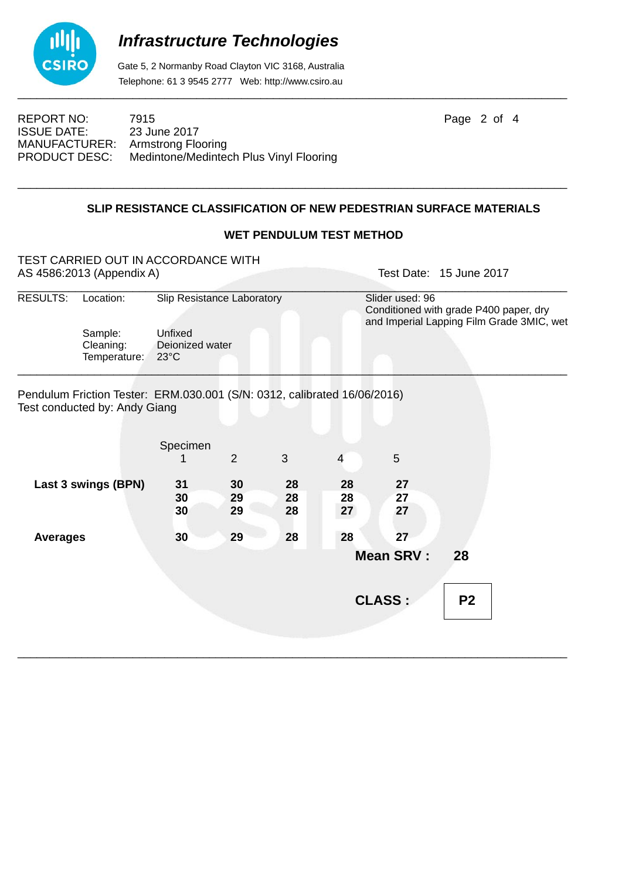# Infrastructure Technologies

Gate 5, 2 Normanby Road Clayton VIC 3168, Australia
Telephone: 61 3 9545 2777 Web: http://www.csiro.au

REPORT NO: 7915
ISSUE DATE: 23 June 2017
MANUFACTURER: Armstrong Flooring
PRODUCT DESC: Medintone/Medintech Plus Vinyl Flooring

## SLIP RESISTANCE CLASSIFICATION OF NEW PEDESTRIAN SURFACE MATERIALS

### WET PENDULUM TEST METHOD

TEST CARRIED OUT IN ACCORDANCE WITH
AS 4586:2013 (Appendix A)

Test Date: 15 June 2017

RESULTS:

Location: Slip Resistance Laboratory

Slider used: 96
Conditioned with grade P400 paper, dry and Imperial Lapping Film Grade 3MIC, wet

Sample: Unfixed
Cleaning: Deionized water
Temperature: 23°C

Pendulum Friction Tester: ERM.030.001 (S/N: 0312, calibrated 16/06/2016)
Test conducted by: Andy Giang

| | Specimen 1 | 2 | 3 | 4 | 5 |
|---|---|---|---|---|---|
| **Last 3 swings (BPN)** | **31** | **30** | **28** | **28** | **27** |
| | **30** | **29** | **28** | **28** | **27** |
| | **30** | **29** | **28** | **27** | **27** |
| **Averages** | **30** | **29** | **28** | **28** | **27** |

**Mean SRV : 28**

**CLASS : P2**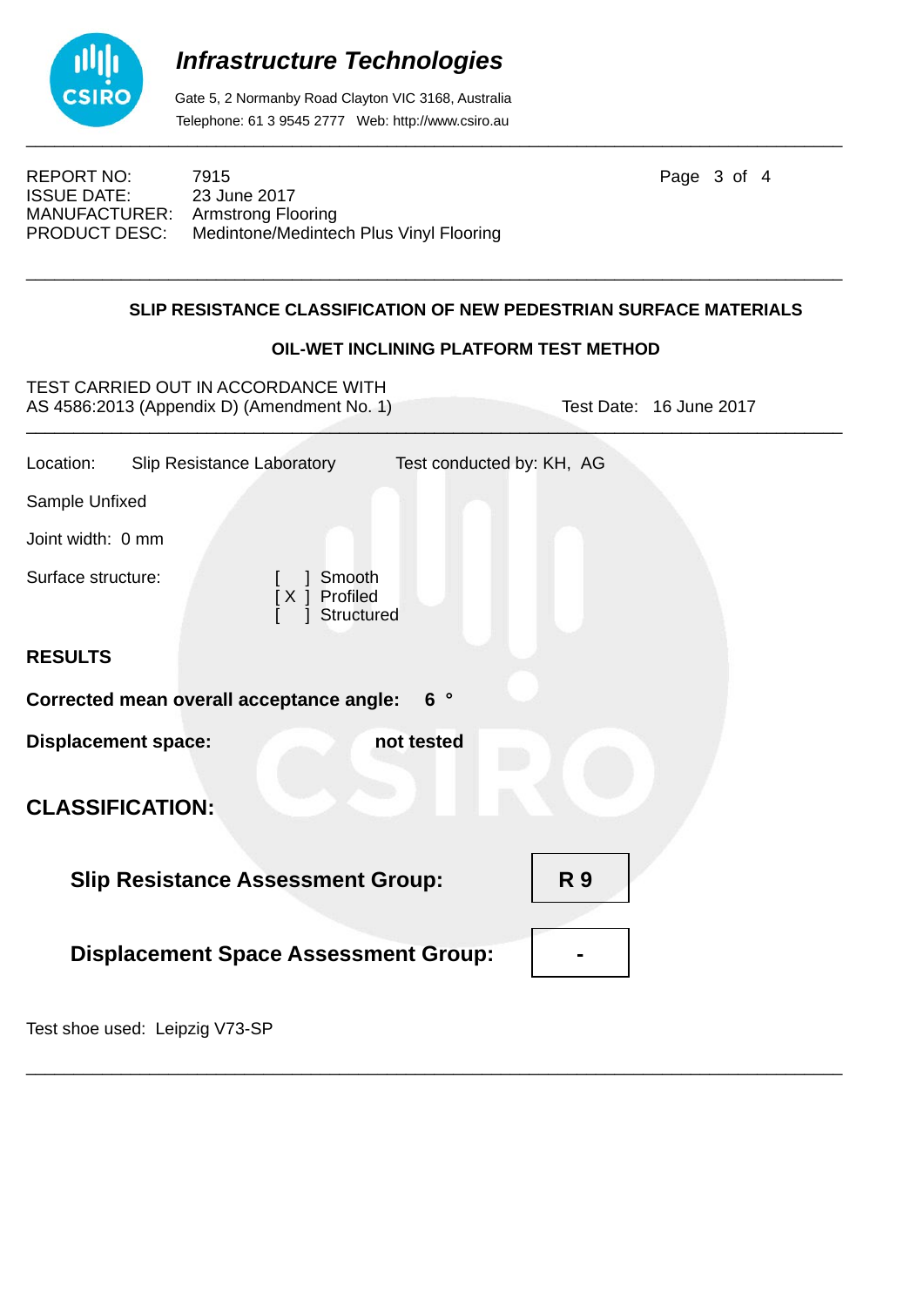# Infrastructure Technologies

Gate 5, 2 Normanby Road Clayton VIC 3168, Australia
Telephone: 61 3 9545 2777 Web: http://www.csiro.au

REPORT NO: 7915
ISSUE DATE: 23 June 2017
MANUFACTURER: Armstrong Flooring
PRODUCT DESC: Medintone/Medintech Plus Vinyl Flooring

## SLIP RESISTANCE CLASSIFICATION OF NEW PEDESTRIAN SURFACE MATERIALS

### OIL-WET INCLINING PLATFORM TEST METHOD

TEST CARRIED OUT IN ACCORDANCE WITH
AS 4586:2013 (Appendix D) (Amendment No. 1) Test Date: 16 June 2017

Location: Slip Resistance Laboratory Test conducted by: KH, AG

Sample Unfixed

Joint width: 0 mm

Surface structure:
- [ ] Smooth
- [X] Profiled
- [ ] Structured

## RESULTS

**Corrected mean overall acceptance angle: 6 °**

**Displacement space: not tested**

## CLASSIFICATION:

**Slip Resistance Assessment Group:** **R 9**

**Displacement Space Assessment Group:** **-**

Test shoe used: Leipzig V73-SP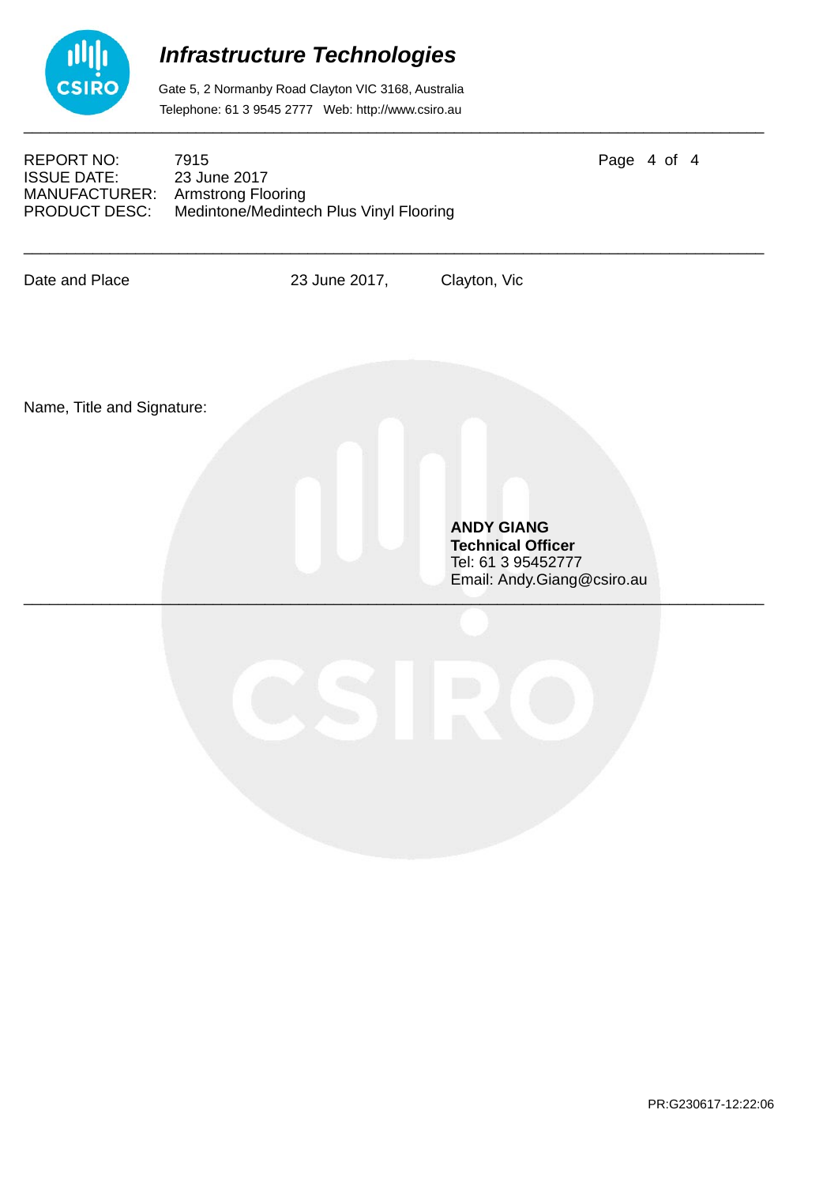REPORT NO: 7915
ISSUE DATE: 23 June 2017
MANUFACTURER: Armstrong Flooring
PRODUCT DESC: Medintone/Medintech Plus Vinyl Flooring

Date and Place 23 June 2017, Clayton, Vic

Name, Title and Signature:

**ANDY GIANG**
**Technical Officer**
Tel: 61 3 95452777
Email: Andy.Giang@csiro.au

PR:G230617-12:22:06